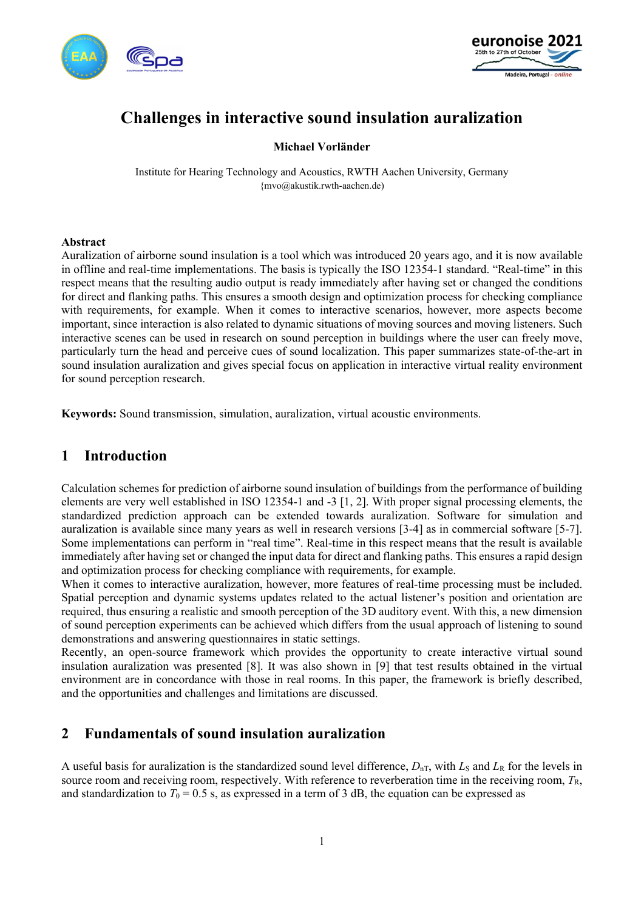# Challenges in interactive sound insulation auralization

**Michael Vorländer**

Institute for Hearing Technology and Acoustics, RWTH Aachen University, Germany
{mvo@akustik.rwth-aachen.de}

**Abstract**
Auralization of airborne sound insulation is a tool which was introduced 20 years ago, and it is now available in offline and real-time implementations. The basis is typically the ISO 12354-1 standard. "Real-time" in this respect means that the resulting audio output is ready immediately after having set or changed the conditions for direct and flanking paths. This ensures a smooth design and optimization process for checking compliance with requirements, for example. When it comes to interactive scenarios, however, more aspects become important, since interaction is also related to dynamic situations of moving sources and moving listeners. Such interactive scenes can be used in research on sound perception in buildings where the user can freely move, particularly turn the head and perceive cues of sound localization. This paper summarizes state-of-the-art in sound insulation auralization and gives special focus on application in interactive virtual reality environment for sound perception research.

**Keywords:** Sound transmission, simulation, auralization, virtual acoustic environments.

## 1 Introduction

Calculation schemes for prediction of airborne sound insulation of buildings from the performance of building elements are very well established in ISO 12354-1 and -3 [1, 2]. With proper signal processing elements, the standardized prediction approach can be extended towards auralization. Software for simulation and auralization is available since many years as well in research versions [3-4] as in commercial software [5-7]. Some implementations can perform in "real time". Real-time in this respect means that the result is available immediately after having set or changed the input data for direct and flanking paths. This ensures a rapid design and optimization process for checking compliance with requirements, for example.
When it comes to interactive auralization, however, more features of real-time processing must be included. Spatial perception and dynamic systems updates related to the actual listener's position and orientation are required, thus ensuring a realistic and smooth perception of the 3D auditory event. With this, a new dimension of sound perception experiments can be achieved which differs from the usual approach of listening to sound demonstrations and answering questionnaires in static settings.
Recently, an open-source framework which provides the opportunity to create interactive virtual sound insulation auralization was presented [8]. It was also shown in [9] that test results obtained in the virtual environment are in concordance with those in real rooms. In this paper, the framework is briefly described, and the opportunities and challenges and limitations are discussed.

## 2 Fundamentals of sound insulation auralization

A useful basis for auralization is the standardized sound level difference, $D_{nT}$, with $L_S$ and $L_R$ for the levels in source room and receiving room, respectively. With reference to reverberation time in the receiving room, $T_R$, and standardization to $T_0 = 0.5$ s, as expressed in a term of 3 dB, the equation can be expressed as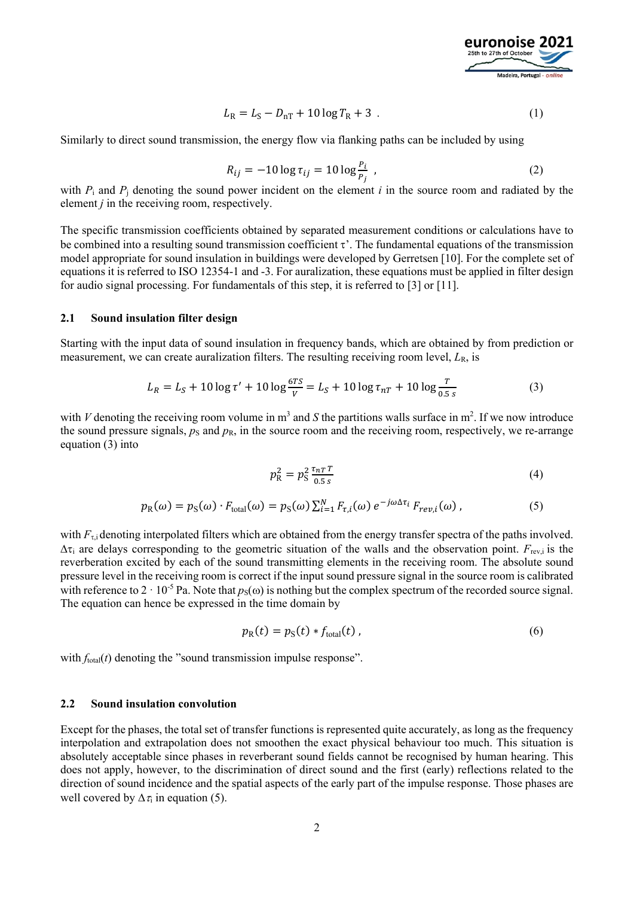$$L_{\mathrm{R}} = L_{\mathrm{S}} - D_{\mathrm{nT}} + 10 \log T_{\mathrm{R}} + 3 \ . \tag{1}$$

Similarly to direct sound transmission, the energy flow via flanking paths can be included by using

$$R_{ij} = -10 \log \tau_{ij} = 10 \log \frac{P_i}{P_j} \ , \tag{2}$$

with $P_{\mathrm{i}}$ and $P_{\mathrm{j}}$ denoting the sound power incident on the element $i$ in the source room and radiated by the element $j$ in the receiving room, respectively.

The specific transmission coefficients obtained by separated measurement conditions or calculations have to be combined into a resulting sound transmission coefficient τ'. The fundamental equations of the transmission model appropriate for sound insulation in buildings were developed by Gerretsen [10]. For the complete set of equations it is referred to ISO 12354-1 and -3. For auralization, these equations must be applied in filter design for audio signal processing. For fundamentals of this step, it is referred to [3] or [11].

### 2.1 Sound insulation filter design

Starting with the input data of sound insulation in frequency bands, which are obtained by from prediction or measurement, we can create auralization filters. The resulting receiving room level, $L_{\mathrm{R}}$, is

$$L_R = L_S + 10 \log \tau' + 10 \log \frac{6TS}{V} = L_S + 10 \log \tau_{nT} + 10 \log \frac{T}{0.5\ s} \tag{3}$$

with $V$ denoting the receiving room volume in m$^3$ and $S$ the partitions walls surface in m$^2$. If we now introduce the sound pressure signals, $p_{\mathrm{S}}$ and $p_{\mathrm{R}}$, in the source room and the receiving room, respectively, we re-arrange equation (3) into

$$p_{\mathrm{R}}^2 = p_{\mathrm{S}}^2 \frac{\tau_{nT}\, T}{0.5\ s} \tag{4}$$

$$p_{\mathrm{R}}(\omega) = p_{\mathrm{S}}(\omega) \cdot F_{\mathrm{total}}(\omega) = p_{\mathrm{S}}(\omega) \sum_{i=1}^{N} F_{\tau,i}(\omega)\, e^{-j\omega\Delta\tau_i}\, F_{rev,i}(\omega) \ , \tag{5}$$

with $F_{\tau,\mathrm{i}}$ denoting interpolated filters which are obtained from the energy transfer spectra of the paths involved. $\Delta\tau_{\mathrm{i}}$ are delays corresponding to the geometric situation of the walls and the observation point. $F_{\mathrm{rev,i}}$ is the reverberation excited by each of the sound transmitting elements in the receiving room. The absolute sound pressure level in the receiving room is correct if the input sound pressure signal in the source room is calibrated with reference to $2 \cdot 10^{-5}$ Pa. Note that $p_{\mathrm{S}}(\omega)$ is nothing but the complex spectrum of the recorded source signal. The equation can hence be expressed in the time domain by

$$p_{\mathrm{R}}(t) = p_{\mathrm{S}}(t) * f_{\mathrm{total}}(t) \ , \tag{6}$$

with $f_{\mathrm{total}}(t)$ denoting the "sound transmission impulse response".

### 2.2 Sound insulation convolution

Except for the phases, the total set of transfer functions is represented quite accurately, as long as the frequency interpolation and extrapolation does not smoothen the exact physical behaviour too much. This situation is absolutely acceptable since phases in reverberant sound fields cannot be recognised by human hearing. This does not apply, however, to the discrimination of direct sound and the first (early) reflections related to the direction of sound incidence and the spatial aspects of the early part of the impulse response. Those phases are well covered by $\Delta\tau_{\mathrm{i}}$ in equation (5).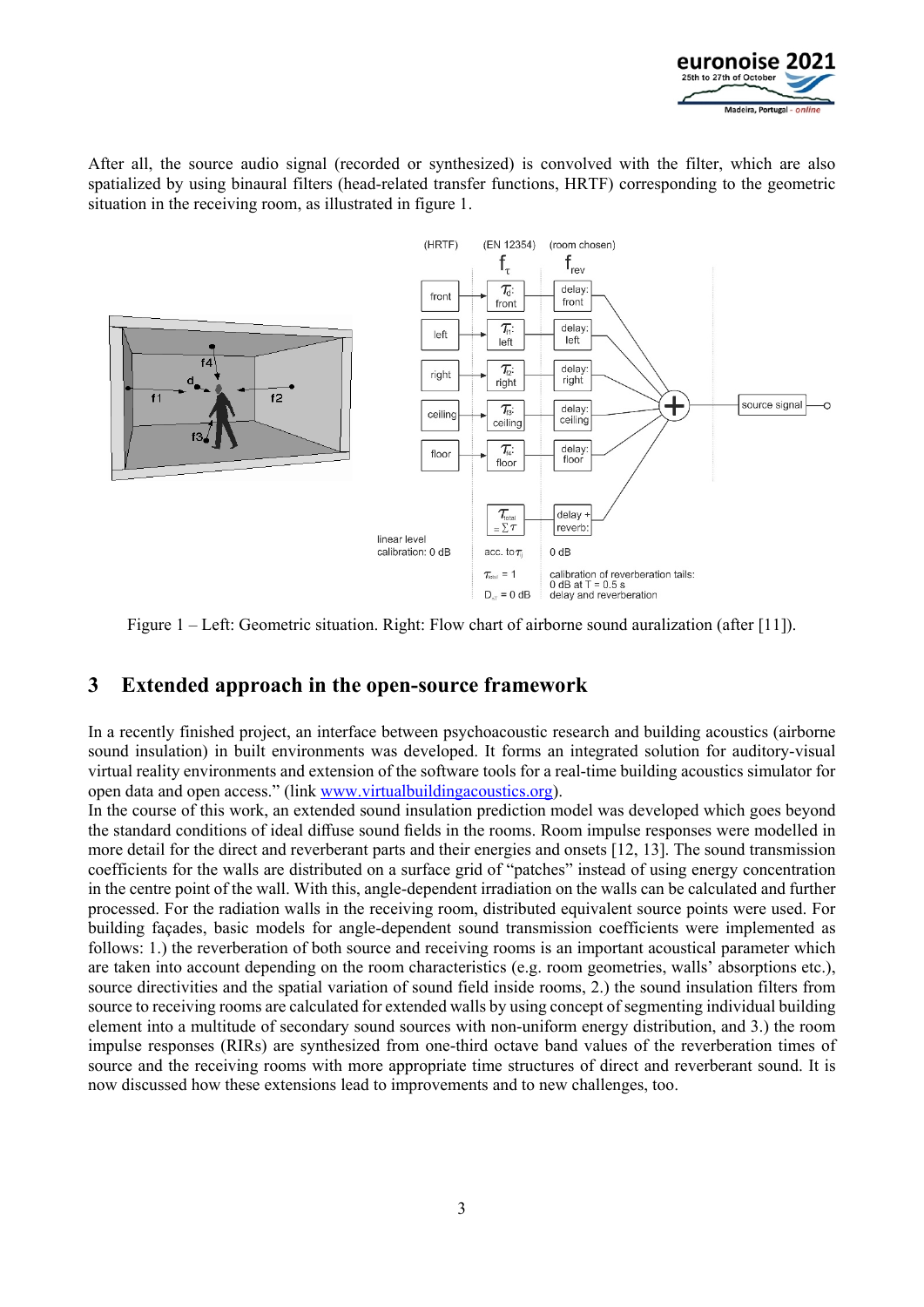After all, the source audio signal (recorded or synthesized) is convolved with the filter, which are also spatialized by using binaural filters (head-related transfer functions, HRTF) corresponding to the geometric situation in the receiving room, as illustrated in figure 1.

Figure 1 – Left: Geometric situation. Right: Flow chart of airborne sound auralization (after [11]).

## 3 Extended approach in the open-source framework

In a recently finished project, an interface between psychoacoustic research and building acoustics (airborne sound insulation) in built environments was developed. It forms an integrated solution for auditory-visual virtual reality environments and extension of the software tools for a real-time building acoustics simulator for open data and open access." (link www.virtualbuildingacoustics.org).

In the course of this work, an extended sound insulation prediction model was developed which goes beyond the standard conditions of ideal diffuse sound fields in the rooms. Room impulse responses were modelled in more detail for the direct and reverberant parts and their energies and onsets [12, 13]. The sound transmission coefficients for the walls are distributed on a surface grid of "patches" instead of using energy concentration in the centre point of the wall. With this, angle-dependent irradiation on the walls can be calculated and further processed. For the radiation walls in the receiving room, distributed equivalent source points were used. For building façades, basic models for angle-dependent sound transmission coefficients were implemented as follows: 1.) the reverberation of both source and receiving rooms is an important acoustical parameter which are taken into account depending on the room characteristics (e.g. room geometries, walls' absorptions etc.), source directivities and the spatial variation of sound field inside rooms, 2.) the sound insulation filters from source to receiving rooms are calculated for extended walls by using concept of segmenting individual building element into a multitude of secondary sound sources with non-uniform energy distribution, and 3.) the room impulse responses (RIRs) are synthesized from one-third octave band values of the reverberation times of source and the receiving rooms with more appropriate time structures of direct and reverberant sound. It is now discussed how these extensions lead to improvements and to new challenges, too.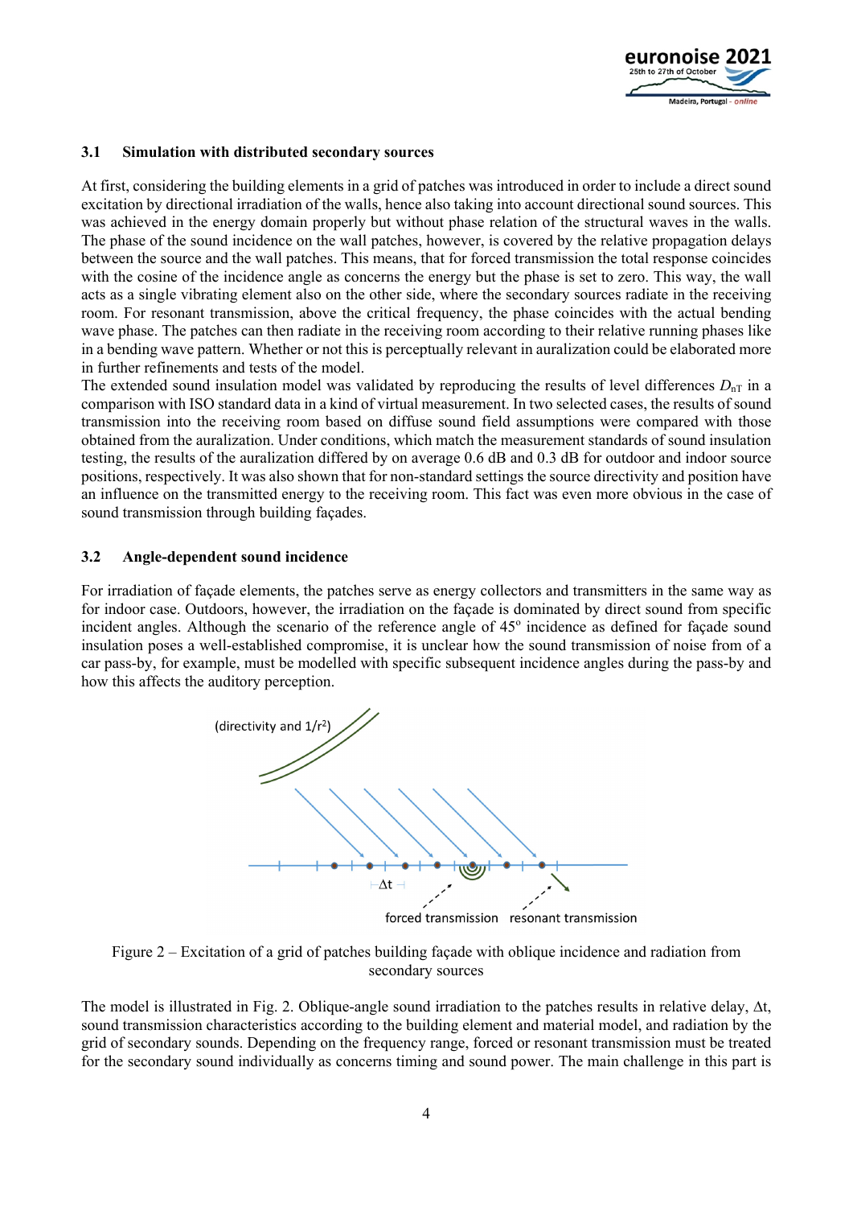### 3.1 Simulation with distributed secondary sources

At first, considering the building elements in a grid of patches was introduced in order to include a direct sound excitation by directional irradiation of the walls, hence also taking into account directional sound sources. This was achieved in the energy domain properly but without phase relation of the structural waves in the walls. The phase of the sound incidence on the wall patches, however, is covered by the relative propagation delays between the source and the wall patches. This means, that for forced transmission the total response coincides with the cosine of the incidence angle as concerns the energy but the phase is set to zero. This way, the wall acts as a single vibrating element also on the other side, where the secondary sources radiate in the receiving room. For resonant transmission, above the critical frequency, the phase coincides with the actual bending wave phase. The patches can then radiate in the receiving room according to their relative running phases like in a bending wave pattern. Whether or not this is perceptually relevant in auralization could be elaborated more in further refinements and tests of the model.

The extended sound insulation model was validated by reproducing the results of level differences $D_{nT}$ in a comparison with ISO standard data in a kind of virtual measurement. In two selected cases, the results of sound transmission into the receiving room based on diffuse sound field assumptions were compared with those obtained from the auralization. Under conditions, which match the measurement standards of sound insulation testing, the results of the auralization differed by on average 0.6 dB and 0.3 dB for outdoor and indoor source positions, respectively. It was also shown that for non-standard settings the source directivity and position have an influence on the transmitted energy to the receiving room. This fact was even more obvious in the case of sound transmission through building façades.

### 3.2 Angle-dependent sound incidence

For irradiation of façade elements, the patches serve as energy collectors and transmitters in the same way as for indoor case. Outdoors, however, the irradiation on the façade is dominated by direct sound from specific incident angles. Although the scenario of the reference angle of 45° incidence as defined for façade sound insulation poses a well-established compromise, it is unclear how the sound transmission of noise from of a car pass-by, for example, must be modelled with specific subsequent incidence angles during the pass-by and how this affects the auditory perception.

Figure 2 – Excitation of a grid of patches building façade with oblique incidence and radiation from secondary sources

The model is illustrated in Fig. 2. Oblique-angle sound irradiation to the patches results in relative delay, Δt, sound transmission characteristics according to the building element and material model, and radiation by the grid of secondary sounds. Depending on the frequency range, forced or resonant transmission must be treated for the secondary sound individually as concerns timing and sound power. The main challenge in this part is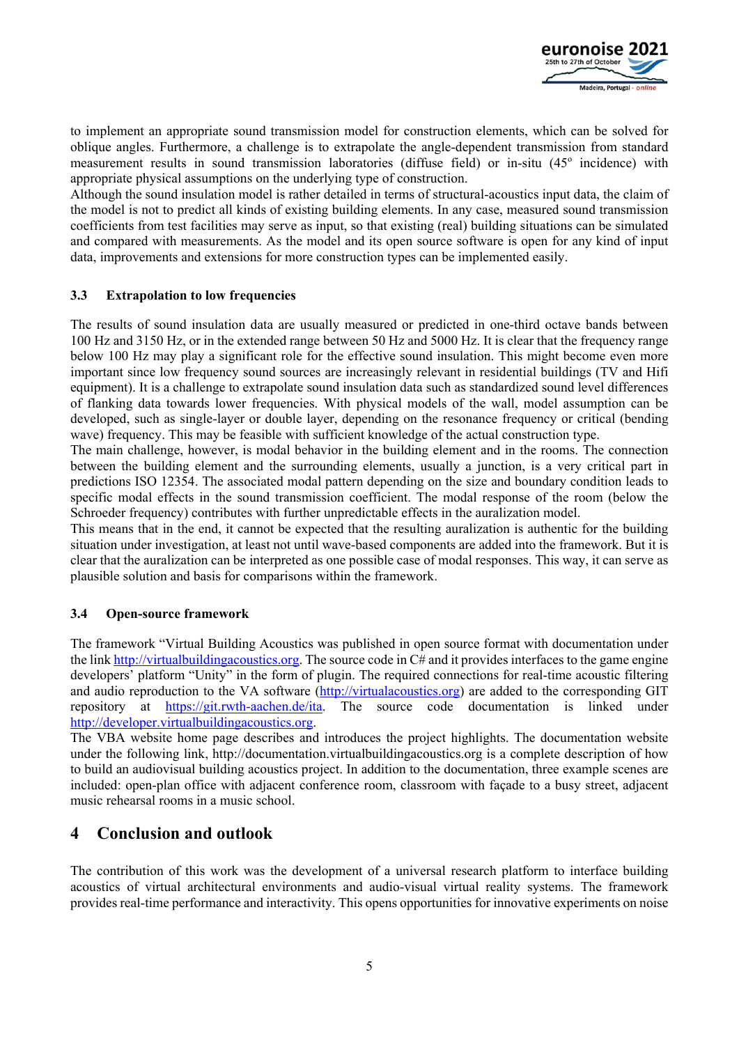to implement an appropriate sound transmission model for construction elements, which can be solved for oblique angles. Furthermore, a challenge is to extrapolate the angle-dependent transmission from standard measurement results in sound transmission laboratories (diffuse field) or in-situ (45° incidence) with appropriate physical assumptions on the underlying type of construction.

Although the sound insulation model is rather detailed in terms of structural-acoustics input data, the claim of the model is not to predict all kinds of existing building elements. In any case, measured sound transmission coefficients from test facilities may serve as input, so that existing (real) building situations can be simulated and compared with measurements. As the model and its open source software is open for any kind of input data, improvements and extensions for more construction types can be implemented easily.

### 3.3 Extrapolation to low frequencies

The results of sound insulation data are usually measured or predicted in one-third octave bands between 100 Hz and 3150 Hz, or in the extended range between 50 Hz and 5000 Hz. It is clear that the frequency range below 100 Hz may play a significant role for the effective sound insulation. This might become even more important since low frequency sound sources are increasingly relevant in residential buildings (TV and Hifi equipment). It is a challenge to extrapolate sound insulation data such as standardized sound level differences of flanking data towards lower frequencies. With physical models of the wall, model assumption can be developed, such as single-layer or double layer, depending on the resonance frequency or critical (bending wave) frequency. This may be feasible with sufficient knowledge of the actual construction type.

The main challenge, however, is modal behavior in the building element and in the rooms. The connection between the building element and the surrounding elements, usually a junction, is a very critical part in predictions ISO 12354. The associated modal pattern depending on the size and boundary condition leads to specific modal effects in the sound transmission coefficient. The modal response of the room (below the Schroeder frequency) contributes with further unpredictable effects in the auralization model.

This means that in the end, it cannot be expected that the resulting auralization is authentic for the building situation under investigation, at least not until wave-based components are added into the framework. But it is clear that the auralization can be interpreted as one possible case of modal responses. This way, it can serve as plausible solution and basis for comparisons within the framework.

### 3.4 Open-source framework

The framework "Virtual Building Acoustics was published in open source format with documentation under the link http://virtualbuildingacoustics.org. The source code in C# and it provides interfaces to the game engine developers' platform "Unity" in the form of plugin. The required connections for real-time acoustic filtering and audio reproduction to the VA software (http://virtualacoustics.org) are added to the corresponding GIT repository at https://git.rwth-aachen.de/ita. The source code documentation is linked under http://developer.virtualbuildingacoustics.org.

The VBA website home page describes and introduces the project highlights. The documentation website under the following link, http://documentation.virtualbuildingacoustics.org is a complete description of how to build an audiovisual building acoustics project. In addition to the documentation, three example scenes are included: open-plan office with adjacent conference room, classroom with façade to a busy street, adjacent music rehearsal rooms in a music school.

## 4 Conclusion and outlook

The contribution of this work was the development of a universal research platform to interface building acoustics of virtual architectural environments and audio-visual virtual reality systems. The framework provides real-time performance and interactivity. This opens opportunities for innovative experiments on noise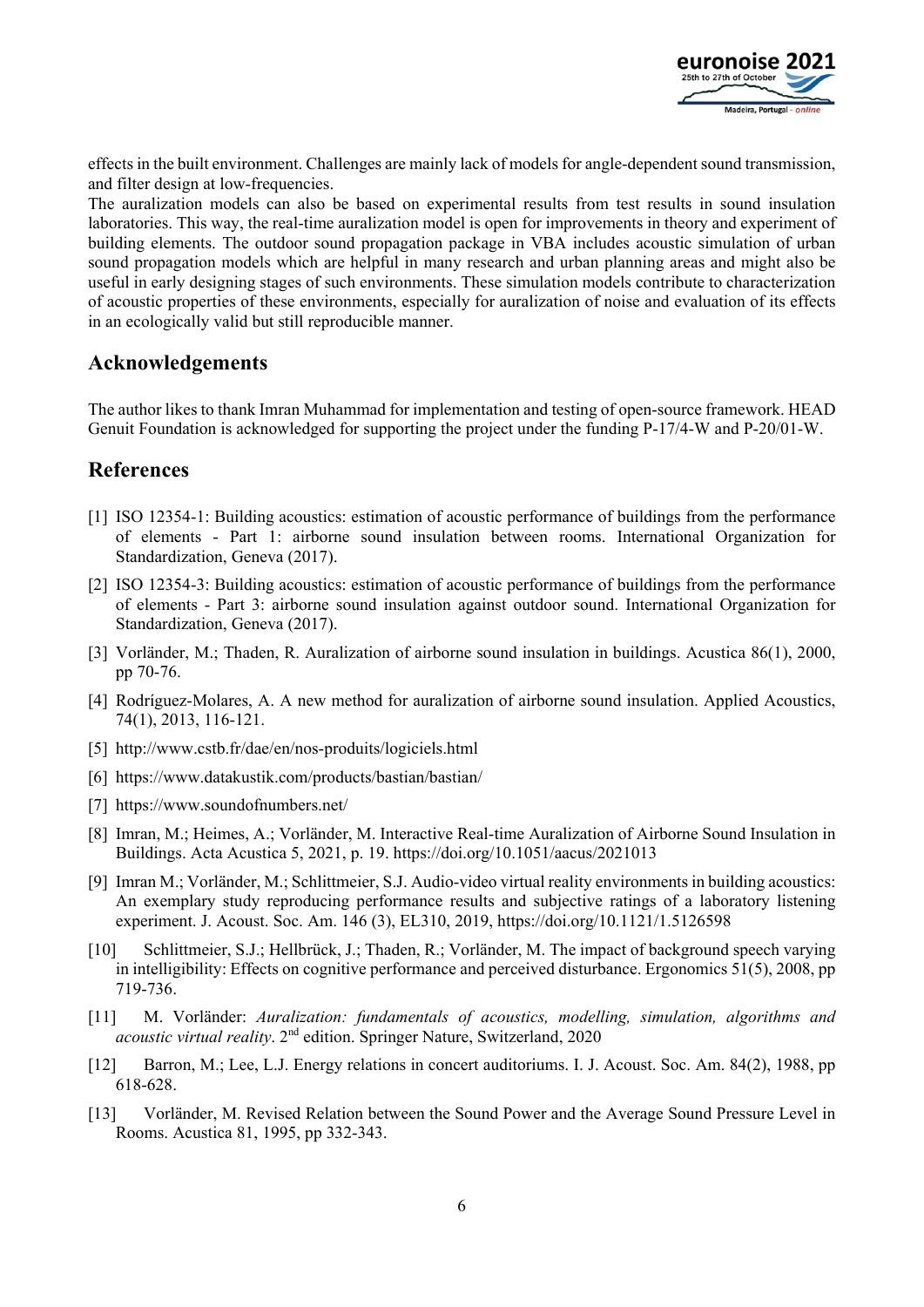effects in the built environment. Challenges are mainly lack of models for angle-dependent sound transmission, and filter design at low-frequencies.
The auralization models can also be based on experimental results from test results in sound insulation laboratories. This way, the real-time auralization model is open for improvements in theory and experiment of building elements. The outdoor sound propagation package in VBA includes acoustic simulation of urban sound propagation models which are helpful in many research and urban planning areas and might also be useful in early designing stages of such environments. These simulation models contribute to characterization of acoustic properties of these environments, especially for auralization of noise and evaluation of its effects in an ecologically valid but still reproducible manner.

## Acknowledgements

The author likes to thank Imran Muhammad for implementation and testing of open-source framework. HEAD Genuit Foundation is acknowledged for supporting the project under the funding P-17/4-W and P-20/01-W.

## References

[1] ISO 12354-1: Building acoustics: estimation of acoustic performance of buildings from the performance of elements - Part 1: airborne sound insulation between rooms. International Organization for Standardization, Geneva (2017).

[2] ISO 12354-3: Building acoustics: estimation of acoustic performance of buildings from the performance of elements - Part 3: airborne sound insulation against outdoor sound. International Organization for Standardization, Geneva (2017).

[3] Vorländer, M.; Thaden, R. Auralization of airborne sound insulation in buildings. Acustica 86(1), 2000, pp 70-76.

[4] Rodríguez-Molares, A. A new method for auralization of airborne sound insulation. Applied Acoustics, 74(1), 2013, 116-121.

[5] http://www.cstb.fr/dae/en/nos-produits/logiciels.html

[6] https://www.datakustik.com/products/bastian/bastian/

[7] https://www.soundofnumbers.net/

[8] Imran, M.; Heimes, A.; Vorländer, M. Interactive Real-time Auralization of Airborne Sound Insulation in Buildings. Acta Acustica 5, 2021, p. 19. https://doi.org/10.1051/aacus/2021013

[9] Imran M.; Vorländer, M.; Schlittmeier, S.J. Audio-video virtual reality environments in building acoustics: An exemplary study reproducing performance results and subjective ratings of a laboratory listening experiment. J. Acoust. Soc. Am. 146 (3), EL310, 2019, https://doi.org/10.1121/1.5126598

[10] Schlittmeier, S.J.; Hellbrück, J.; Thaden, R.; Vorländer, M. The impact of background speech varying in intelligibility: Effects on cognitive performance and perceived disturbance. Ergonomics 51(5), 2008, pp 719-736.

[11] M. Vorländer: *Auralization: fundamentals of acoustics, modelling, simulation, algorithms and acoustic virtual reality*. 2nd edition. Springer Nature, Switzerland, 2020

[12] Barron, M.; Lee, L.J. Energy relations in concert auditoriums. I. J. Acoust. Soc. Am. 84(2), 1988, pp 618-628.

[13] Vorländer, M. Revised Relation between the Sound Power and the Average Sound Pressure Level in Rooms. Acustica 81, 1995, pp 332-343.